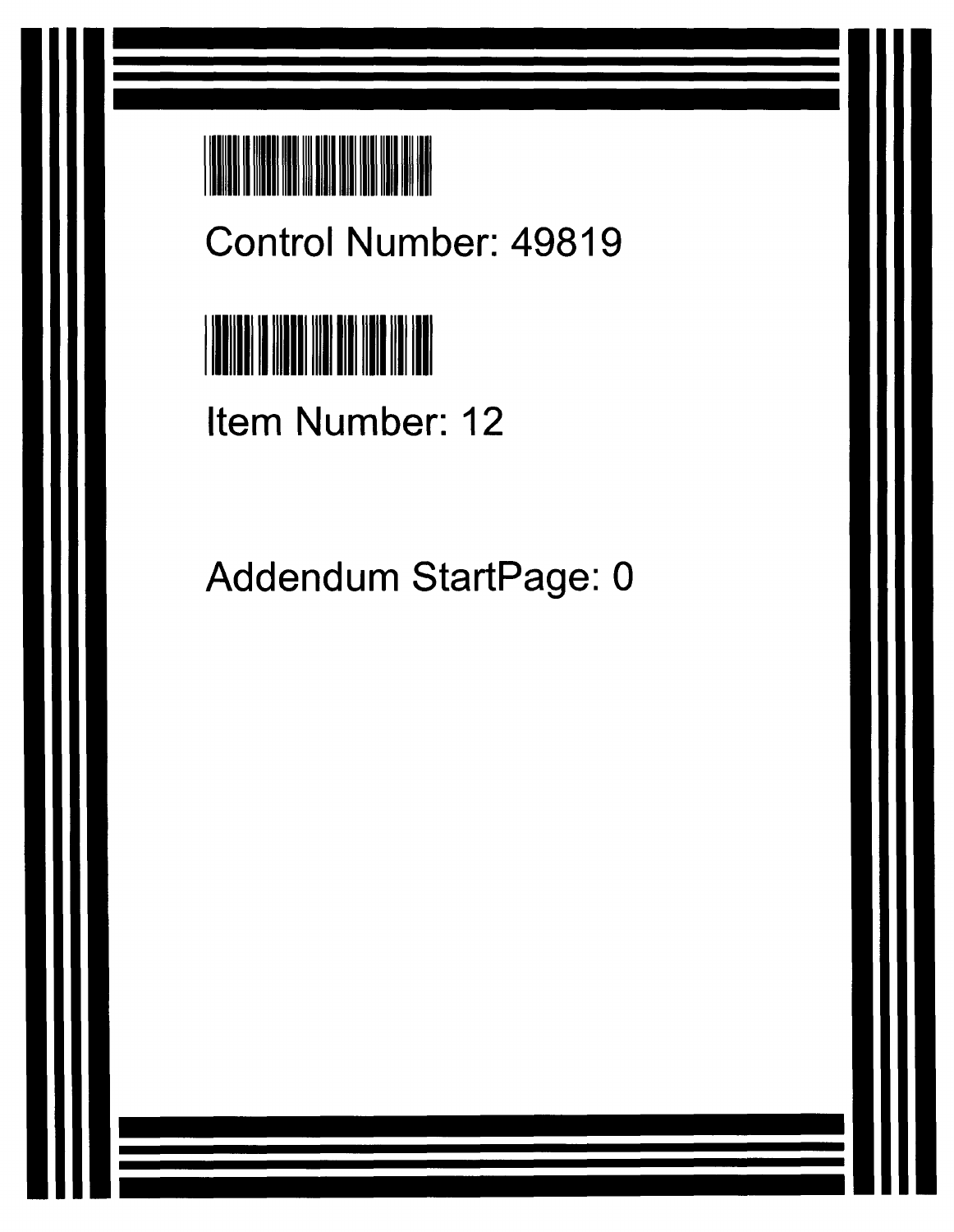Control Number: 49819

Item Number: 12

Addendum StartPage: 0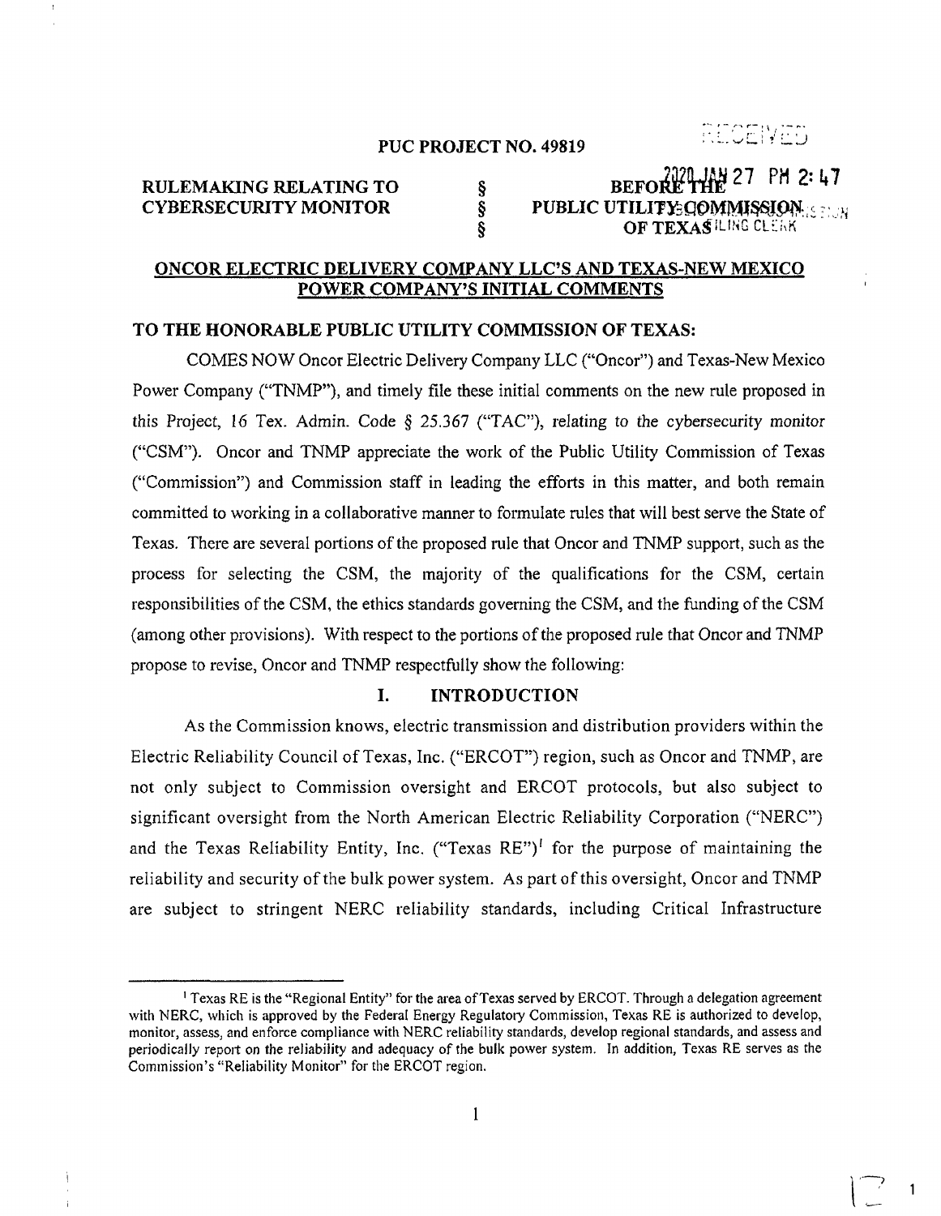**PUC PROJECT NO. 49819**

| | | |
|---|---|---|
| **RULEMAKING RELATING TO CYBERSECURITY MONITOR** | § § § | **BEFORE THE PUBLIC UTILITY COMMISSION OF TEXAS** |

RECEIVED

2020 JAN 27 PM 2:47

FILING CLERK

## ONCOR ELECTRIC DELIVERY COMPANY LLC'S AND TEXAS-NEW MEXICO POWER COMPANY'S INITIAL COMMENTS

**TO THE HONORABLE PUBLIC UTILITY COMMISSION OF TEXAS:**

COMES NOW Oncor Electric Delivery Company LLC ("Oncor") and Texas-New Mexico Power Company ("TNMP"), and timely file these initial comments on the new rule proposed in this Project, 16 Tex. Admin. Code § 25.367 ("TAC"), relating to the cybersecurity monitor ("CSM"). Oncor and TNMP appreciate the work of the Public Utility Commission of Texas ("Commission") and Commission staff in leading the efforts in this matter, and both remain committed to working in a collaborative manner to formulate rules that will best serve the State of Texas. There are several portions of the proposed rule that Oncor and TNMP support, such as the process for selecting the CSM, the majority of the qualifications for the CSM, certain responsibilities of the CSM, the ethics standards governing the CSM, and the funding of the CSM (among other provisions). With respect to the portions of the proposed rule that Oncor and TNMP propose to revise, Oncor and TNMP respectfully show the following:

### I. INTRODUCTION

As the Commission knows, electric transmission and distribution providers within the Electric Reliability Council of Texas, Inc. ("ERCOT") region, such as Oncor and TNMP, are not only subject to Commission oversight and ERCOT protocols, but also subject to significant oversight from the North American Electric Reliability Corporation ("NERC") and the Texas Reliability Entity, Inc. ("Texas RE")[1] for the purpose of maintaining the reliability and security of the bulk power system. As part of this oversight, Oncor and TNMP are subject to stringent NERC reliability standards, including Critical Infrastructure

[1] Texas RE is the "Regional Entity" for the area of Texas served by ERCOT. Through a delegation agreement with NERC, which is approved by the Federal Energy Regulatory Commission, Texas RE is authorized to develop, monitor, assess, and enforce compliance with NERC reliability standards, develop regional standards, and assess and periodically report on the reliability and adequacy of the bulk power system. In addition, Texas RE serves as the Commission's "Reliability Monitor" for the ERCOT region.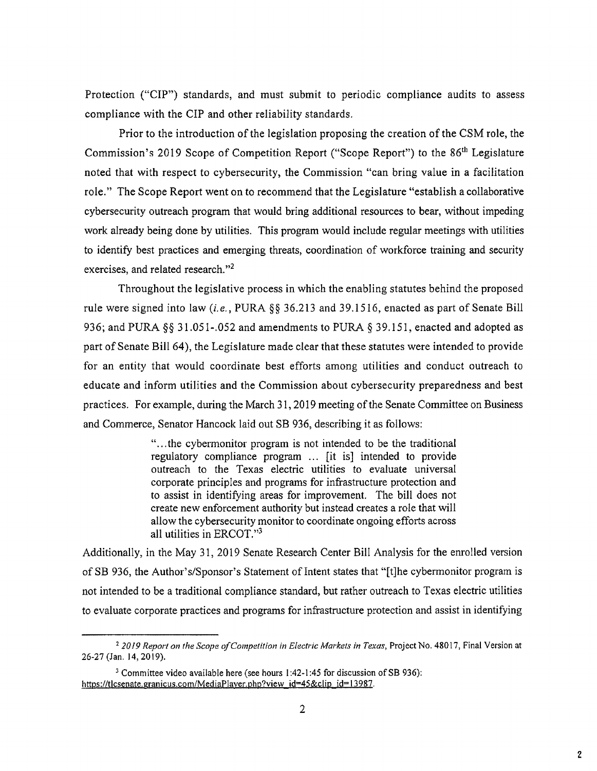Protection ("CIP") standards, and must submit to periodic compliance audits to assess compliance with the CIP and other reliability standards.

Prior to the introduction of the legislation proposing the creation of the CSM role, the Commission's 2019 Scope of Competition Report ("Scope Report") to the 86th Legislature noted that with respect to cybersecurity, the Commission "can bring value in a facilitation role." The Scope Report went on to recommend that the Legislature "establish a collaborative cybersecurity outreach program that would bring additional resources to bear, without impeding work already being done by utilities. This program would include regular meetings with utilities to identify best practices and emerging threats, coordination of workforce training and security exercises, and related research."[2]

Throughout the legislative process in which the enabling statutes behind the proposed rule were signed into law (*i.e.*, PURA §§ 36.213 and 39.1516, enacted as part of Senate Bill 936; and PURA §§ 31.051-.052 and amendments to PURA § 39.151, enacted and adopted as part of Senate Bill 64), the Legislature made clear that these statutes were intended to provide for an entity that would coordinate best efforts among utilities and conduct outreach to educate and inform utilities and the Commission about cybersecurity preparedness and best practices. For example, during the March 31, 2019 meeting of the Senate Committee on Business and Commerce, Senator Hancock laid out SB 936, describing it as follows:

> "...the cybermonitor program is not intended to be the traditional regulatory compliance program ... [it is] intended to provide outreach to the Texas electric utilities to evaluate universal corporate principles and programs for infrastructure protection and to assist in identifying areas for improvement. The bill does not create new enforcement authority but instead creates a role that will allow the cybersecurity monitor to coordinate ongoing efforts across all utilities in ERCOT."[3]

Additionally, in the May 31, 2019 Senate Research Center Bill Analysis for the enrolled version of SB 936, the Author's/Sponsor's Statement of Intent states that "[t]he cybermonitor program is not intended to be a traditional compliance standard, but rather outreach to Texas electric utilities to evaluate corporate practices and programs for infrastructure protection and assist in identifying

---

[2] *2019 Report on the Scope of Competition in Electric Markets in Texas*, Project No. 48017, Final Version at 26-27 (Jan. 14, 2019).

[3] Committee video available here (see hours 1:42-1:45 for discussion of SB 936): https://tlcsenate.granicus.com/MediaPlayer.php?view_id=45&clip_id=13987.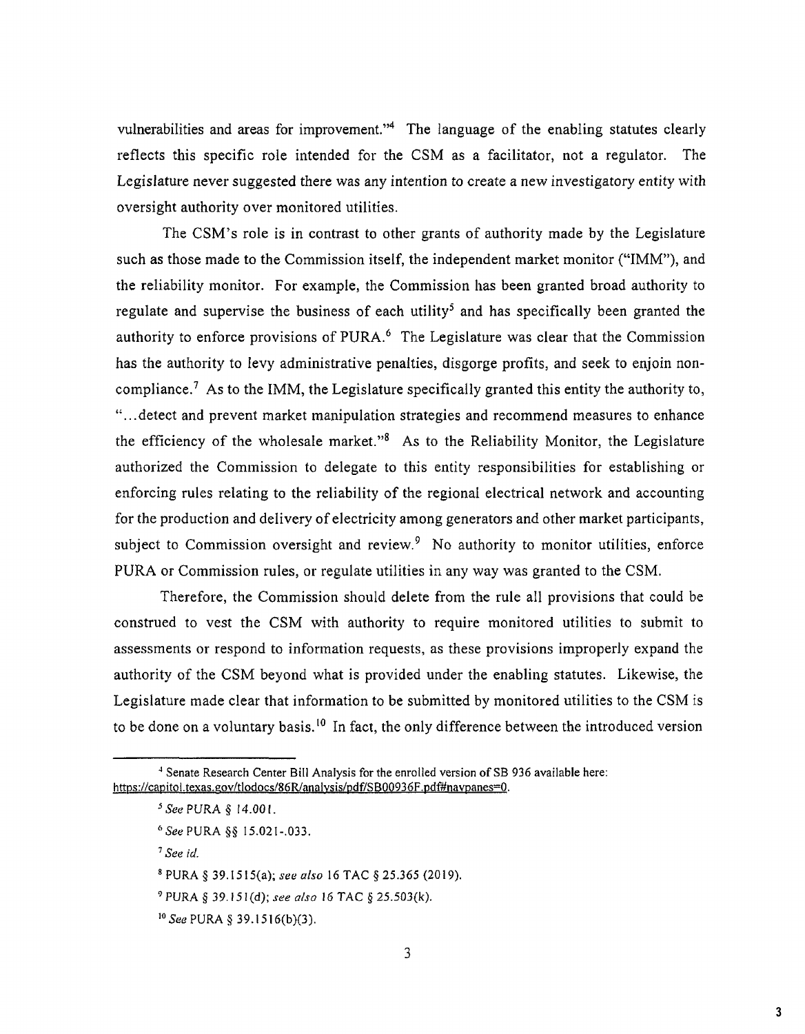vulnerabilities and areas for improvement."[4] The language of the enabling statutes clearly reflects this specific role intended for the CSM as a facilitator, not a regulator. The Legislature never suggested there was any intention to create a new investigatory entity with oversight authority over monitored utilities.

The CSM's role is in contrast to other grants of authority made by the Legislature such as those made to the Commission itself, the independent market monitor ("IMM"), and the reliability monitor. For example, the Commission has been granted broad authority to regulate and supervise the business of each utility[5] and has specifically been granted the authority to enforce provisions of PURA.[6] The Legislature was clear that the Commission has the authority to levy administrative penalties, disgorge profits, and seek to enjoin non-compliance.[7] As to the IMM, the Legislature specifically granted this entity the authority to, "...detect and prevent market manipulation strategies and recommend measures to enhance the efficiency of the wholesale market."[8] As to the Reliability Monitor, the Legislature authorized the Commission to delegate to this entity responsibilities for establishing or enforcing rules relating to the reliability of the regional electrical network and accounting for the production and delivery of electricity among generators and other market participants, subject to Commission oversight and review.[9] No authority to monitor utilities, enforce PURA or Commission rules, or regulate utilities in any way was granted to the CSM.

Therefore, the Commission should delete from the rule all provisions that could be construed to vest the CSM with authority to require monitored utilities to submit to assessments or respond to information requests, as these provisions improperly expand the authority of the CSM beyond what is provided under the enabling statutes. Likewise, the Legislature made clear that information to be submitted by monitored utilities to the CSM is to be done on a voluntary basis.[10] In fact, the only difference between the introduced version

---

[4] Senate Research Center Bill Analysis for the enrolled version of SB 936 available here: https://capitol.texas.gov/tlodocs/86R/analysis/pdf/SB00936F.pdf#navpanes=0.

[5] *See* PURA § 14.001.

[6] *See* PURA §§ 15.021-.033.

[7] *See id.*

[8] PURA § 39.1515(a); *see also* 16 TAC § 25.365 (2019).

[9] PURA § 39.151(d); *see also* 16 TAC § 25.503(k).

[10] *See* PURA § 39.1516(b)(3).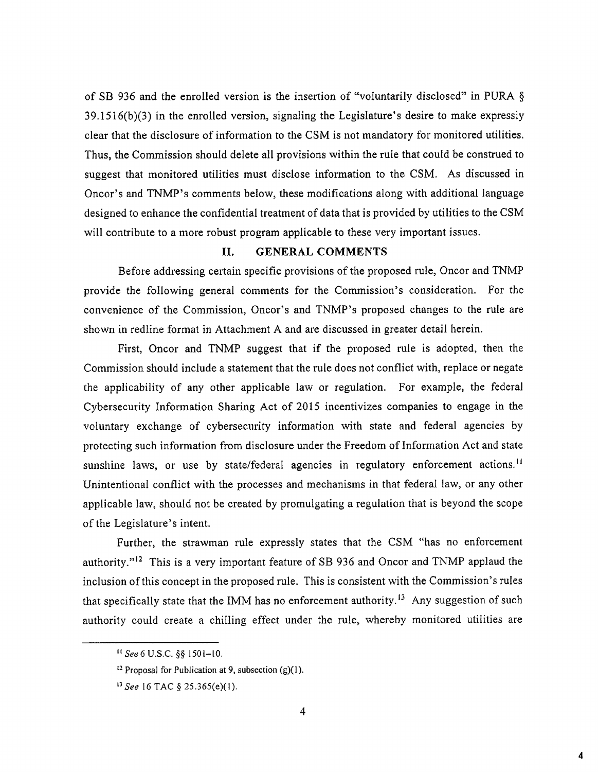of SB 936 and the enrolled version is the insertion of "voluntarily disclosed" in PURA § 39.1516(b)(3) in the enrolled version, signaling the Legislature's desire to make expressly clear that the disclosure of information to the CSM is not mandatory for monitored utilities. Thus, the Commission should delete all provisions within the rule that could be construed to suggest that monitored utilities must disclose information to the CSM. As discussed in Oncor's and TNMP's comments below, these modifications along with additional language designed to enhance the confidential treatment of data that is provided by utilities to the CSM will contribute to a more robust program applicable to these very important issues.

## II. GENERAL COMMENTS

Before addressing certain specific provisions of the proposed rule, Oncor and TNMP provide the following general comments for the Commission's consideration. For the convenience of the Commission, Oncor's and TNMP's proposed changes to the rule are shown in redline format in Attachment A and are discussed in greater detail herein.

First, Oncor and TNMP suggest that if the proposed rule is adopted, then the Commission should include a statement that the rule does not conflict with, replace or negate the applicability of any other applicable law or regulation. For example, the federal Cybersecurity Information Sharing Act of 2015 incentivizes companies to engage in the voluntary exchange of cybersecurity information with state and federal agencies by protecting such information from disclosure under the Freedom of Information Act and state sunshine laws, or use by state/federal agencies in regulatory enforcement actions.[11] Unintentional conflict with the processes and mechanisms in that federal law, or any other applicable law, should not be created by promulgating a regulation that is beyond the scope of the Legislature's intent.

Further, the strawman rule expressly states that the CSM "has no enforcement authority."[12] This is a very important feature of SB 936 and Oncor and TNMP applaud the inclusion of this concept in the proposed rule. This is consistent with the Commission's rules that specifically state that the IMM has no enforcement authority.[13] Any suggestion of such authority could create a chilling effect under the rule, whereby monitored utilities are

[11] *See* 6 U.S.C. §§ 1501–10.

[12] Proposal for Publication at 9, subsection (g)(1).

[13] *See* 16 TAC § 25.365(e)(1).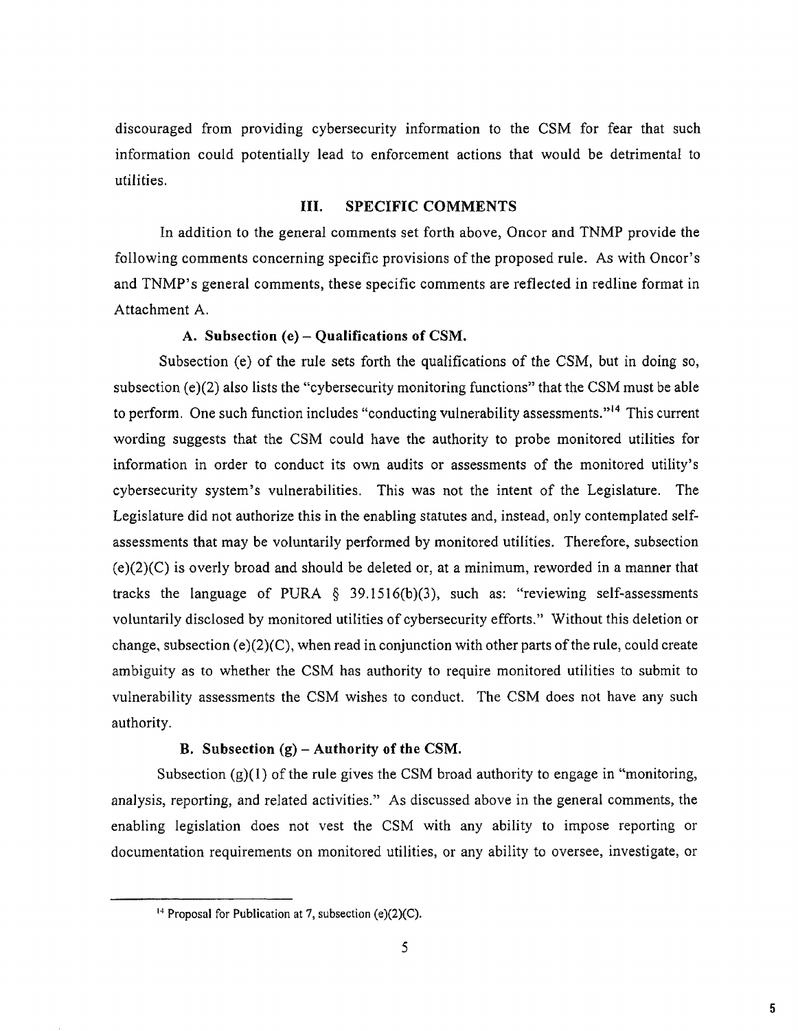discouraged from providing cybersecurity information to the CSM for fear that such information could potentially lead to enforcement actions that would be detrimental to utilities.

## III. SPECIFIC COMMENTS

In addition to the general comments set forth above, Oncor and TNMP provide the following comments concerning specific provisions of the proposed rule. As with Oncor's and TNMP's general comments, these specific comments are reflected in redline format in Attachment A.

### A. Subsection (e) – Qualifications of CSM.

Subsection (e) of the rule sets forth the qualifications of the CSM, but in doing so, subsection (e)(2) also lists the "cybersecurity monitoring functions" that the CSM must be able to perform. One such function includes "conducting vulnerability assessments."[14] This current wording suggests that the CSM could have the authority to probe monitored utilities for information in order to conduct its own audits or assessments of the monitored utility's cybersecurity system's vulnerabilities. This was not the intent of the Legislature. The Legislature did not authorize this in the enabling statutes and, instead, only contemplated self-assessments that may be voluntarily performed by monitored utilities. Therefore, subsection (e)(2)(C) is overly broad and should be deleted or, at a minimum, reworded in a manner that tracks the language of PURA § 39.1516(b)(3), such as: "reviewing self-assessments voluntarily disclosed by monitored utilities of cybersecurity efforts." Without this deletion or change, subsection (e)(2)(C), when read in conjunction with other parts of the rule, could create ambiguity as to whether the CSM has authority to require monitored utilities to submit to vulnerability assessments the CSM wishes to conduct. The CSM does not have any such authority.

### B. Subsection (g) – Authority of the CSM.

Subsection (g)(1) of the rule gives the CSM broad authority to engage in "monitoring, analysis, reporting, and related activities." As discussed above in the general comments, the enabling legislation does not vest the CSM with any ability to impose reporting or documentation requirements on monitored utilities, or any ability to oversee, investigate, or

---

[14] Proposal for Publication at 7, subsection (e)(2)(C).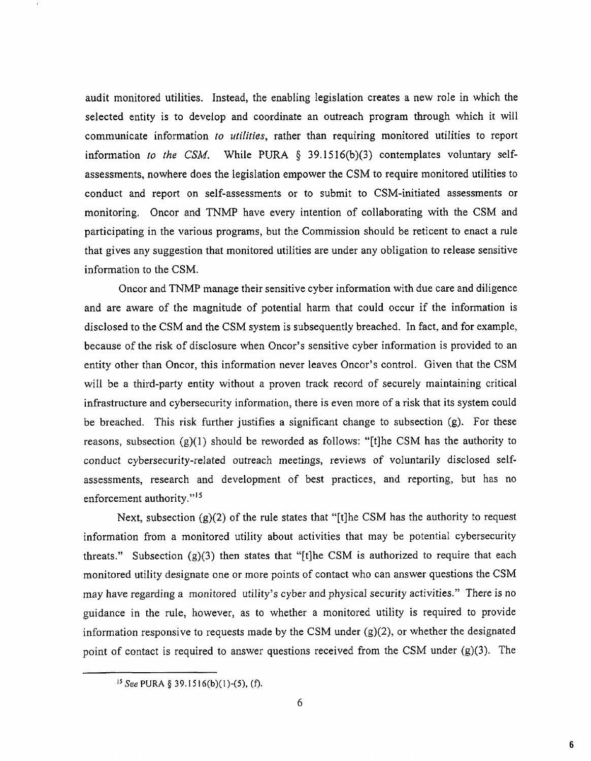audit monitored utilities. Instead, the enabling legislation creates a new role in which the selected entity is to develop and coordinate an outreach program through which it will communicate information *to utilities*, rather than requiring monitored utilities to report information *to the CSM*. While PURA § 39.1516(b)(3) contemplates voluntary self-assessments, nowhere does the legislation empower the CSM to require monitored utilities to conduct and report on self-assessments or to submit to CSM-initiated assessments or monitoring. Oncor and TNMP have every intention of collaborating with the CSM and participating in the various programs, but the Commission should be reticent to enact a rule that gives any suggestion that monitored utilities are under any obligation to release sensitive information to the CSM.

Oncor and TNMP manage their sensitive cyber information with due care and diligence and are aware of the magnitude of potential harm that could occur if the information is disclosed to the CSM and the CSM system is subsequently breached. In fact, and for example, because of the risk of disclosure when Oncor's sensitive cyber information is provided to an entity other than Oncor, this information never leaves Oncor's control. Given that the CSM will be a third-party entity without a proven track record of securely maintaining critical infrastructure and cybersecurity information, there is even more of a risk that its system could be breached. This risk further justifies a significant change to subsection (g). For these reasons, subsection (g)(1) should be reworded as follows: "[t]he CSM has the authority to conduct cybersecurity-related outreach meetings, reviews of voluntarily disclosed self-assessments, research and development of best practices, and reporting, but has no enforcement authority."[15]

Next, subsection (g)(2) of the rule states that "[t]he CSM has the authority to request information from a monitored utility about activities that may be potential cybersecurity threats." Subsection (g)(3) then states that "[t]he CSM is authorized to require that each monitored utility designate one or more points of contact who can answer questions the CSM may have regarding a monitored utility's cyber and physical security activities." There is no guidance in the rule, however, as to whether a monitored utility is required to provide information responsive to requests made by the CSM under (g)(2), or whether the designated point of contact is required to answer questions received from the CSM under (g)(3). The

---

[15] *See* PURA § 39.1516(b)(1)-(5), (f).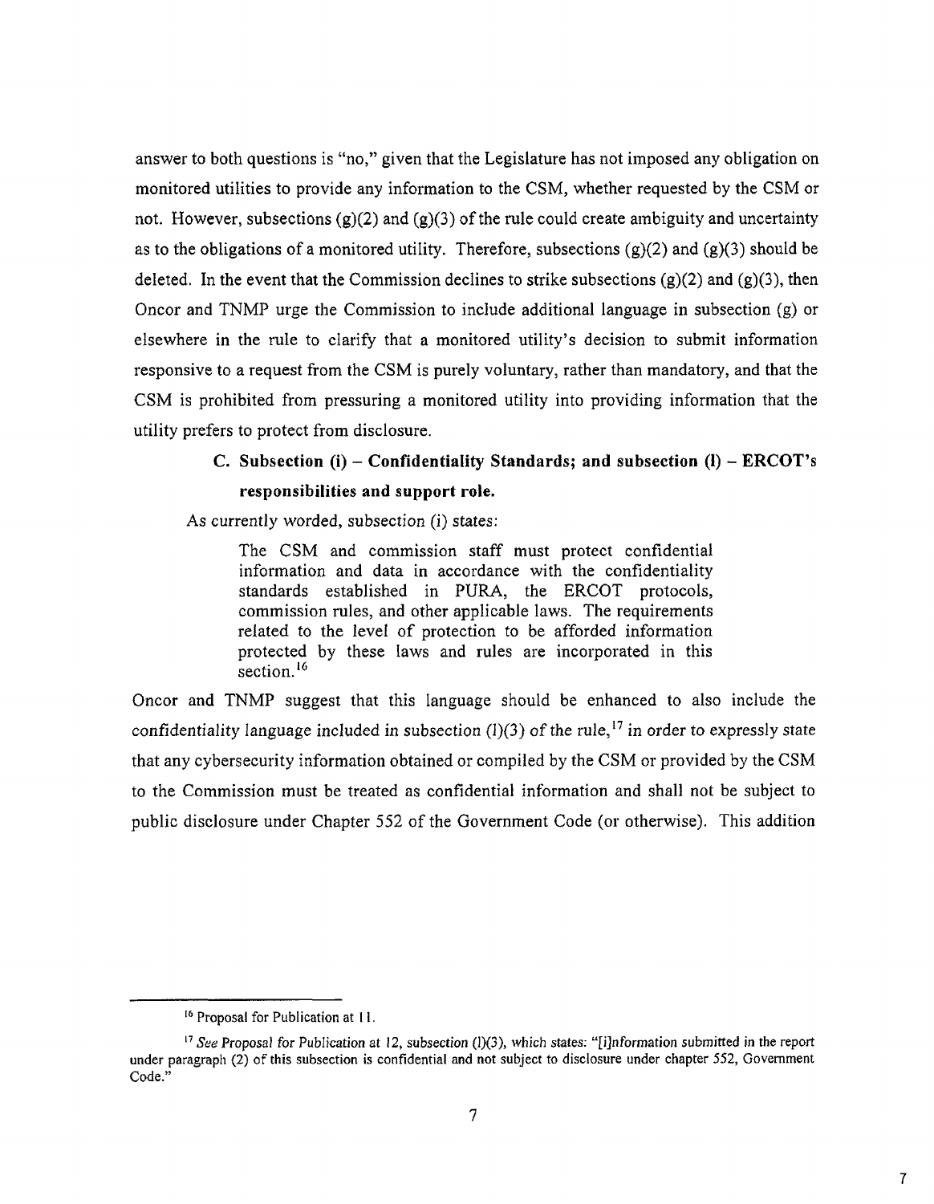answer to both questions is "no," given that the Legislature has not imposed any obligation on monitored utilities to provide any information to the CSM, whether requested by the CSM or not. However, subsections (g)(2) and (g)(3) of the rule could create ambiguity and uncertainty as to the obligations of a monitored utility. Therefore, subsections (g)(2) and (g)(3) should be deleted. In the event that the Commission declines to strike subsections (g)(2) and (g)(3), then Oncor and TNMP urge the Commission to include additional language in subsection (g) or elsewhere in the rule to clarify that a monitored utility's decision to submit information responsive to a request from the CSM is purely voluntary, rather than mandatory, and that the CSM is prohibited from pressuring a monitored utility into providing information that the utility prefers to protect from disclosure.

### C. Subsection (i) – Confidentiality Standards; and subsection (l) – ERCOT's responsibilities and support role.

As currently worded, subsection (i) states:

> The CSM and commission staff must protect confidential information and data in accordance with the confidentiality standards established in PURA, the ERCOT protocols, commission rules, and other applicable laws. The requirements related to the level of protection to be afforded information protected by these laws and rules are incorporated in this section.[16]

Oncor and TNMP suggest that this language should be enhanced to also include the confidentiality language included in subsection (l)(3) of the rule,[17] in order to expressly state that any cybersecurity information obtained or compiled by the CSM or provided by the CSM to the Commission must be treated as confidential information and shall not be subject to public disclosure under Chapter 552 of the Government Code (or otherwise). This addition

---

[16] Proposal for Publication at 11.

[17] *See* Proposal for Publication at 12, subsection (l)(3), which states: "[i]nformation submitted in the report under paragraph (2) of this subsection is confidential and not subject to disclosure under chapter 552, Government Code."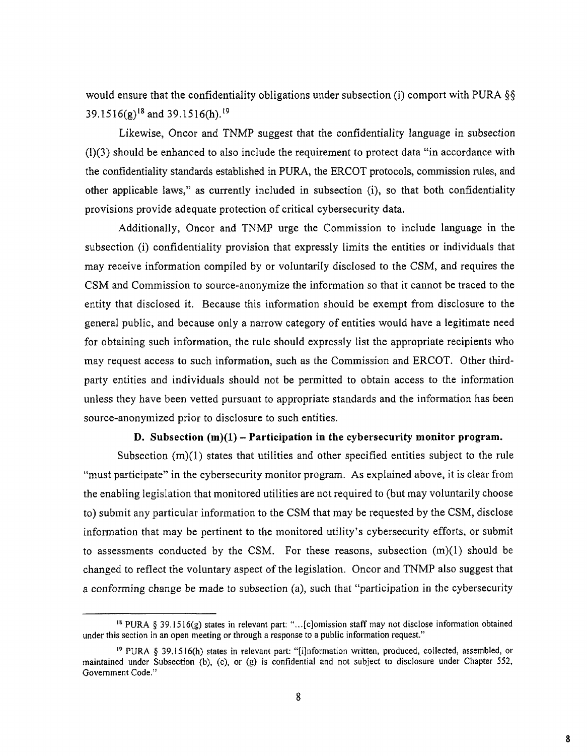would ensure that the confidentiality obligations under subsection (i) comport with PURA §§ 39.1516(g)[18] and 39.1516(h).[19]

Likewise, Oncor and TNMP suggest that the confidentiality language in subsection (l)(3) should be enhanced to also include the requirement to protect data "in accordance with the confidentiality standards established in PURA, the ERCOT protocols, commission rules, and other applicable laws," as currently included in subsection (i), so that both confidentiality provisions provide adequate protection of critical cybersecurity data.

Additionally, Oncor and TNMP urge the Commission to include language in the subsection (i) confidentiality provision that expressly limits the entities or individuals that may receive information compiled by or voluntarily disclosed to the CSM, and requires the CSM and Commission to source-anonymize the information so that it cannot be traced to the entity that disclosed it. Because this information should be exempt from disclosure to the general public, and because only a narrow category of entities would have a legitimate need for obtaining such information, the rule should expressly list the appropriate recipients who may request access to such information, such as the Commission and ERCOT. Other third-party entities and individuals should not be permitted to obtain access to the information unless they have been vetted pursuant to appropriate standards and the information has been source-anonymized prior to disclosure to such entities.

### D. Subsection (m)(1) – Participation in the cybersecurity monitor program.

Subsection (m)(1) states that utilities and other specified entities subject to the rule "must participate" in the cybersecurity monitor program. As explained above, it is clear from the enabling legislation that monitored utilities are not required to (but may voluntarily choose to) submit any particular information to the CSM that may be requested by the CSM, disclose information that may be pertinent to the monitored utility's cybersecurity efforts, or submit to assessments conducted by the CSM. For these reasons, subsection (m)(1) should be changed to reflect the voluntary aspect of the legislation. Oncor and TNMP also suggest that a conforming change be made to subsection (a), such that "participation in the cybersecurity

---

[18] PURA § 39.1516(g) states in relevant part: "...[c]omission staff may not disclose information obtained under this section in an open meeting or through a response to a public information request."

[19] PURA § 39.1516(h) states in relevant part: "[i]nformation written, produced, collected, assembled, or maintained under Subsection (b), (c), or (g) is confidential and not subject to disclosure under Chapter 552, Government Code."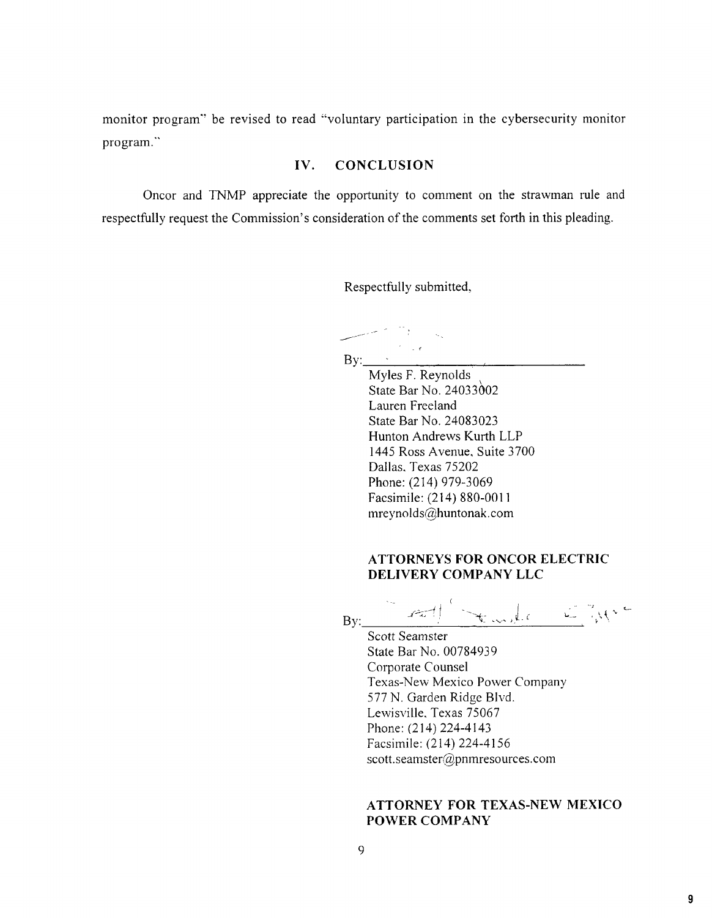monitor program" be revised to read "voluntary participation in the cybersecurity monitor program."

## IV. CONCLUSION

Oncor and TNMP appreciate the opportunity to comment on the strawman rule and respectfully request the Commission's consideration of the comments set forth in this pleading.

Respectfully submitted,

By:\_\_\_\_\_\_\_\_\_\_\_\_\_\_\_\_\_\_\_\_\_\_\_\_\_\_\_\_\_\_

Myles F. Reynolds  
State Bar No. 24033002  
Lauren Freeland  
State Bar No. 24083023  
Hunton Andrews Kurth LLP  
1445 Ross Avenue, Suite 3700  
Dallas, Texas 75202  
Phone: (214) 979-3069  
Facsimile: (214) 880-0011  
mreynolds@huntonak.com

**ATTORNEYS FOR ONCOR ELECTRIC DELIVERY COMPANY LLC**

By:\_\_\_\_\_\_\_\_\_\_\_\_\_\_\_\_\_\_\_\_\_\_\_\_\_\_\_\_\_\_

Scott Seamster  
State Bar No. 00784939  
Corporate Counsel  
Texas-New Mexico Power Company  
577 N. Garden Ridge Blvd.  
Lewisville, Texas 75067  
Phone: (214) 224-4143  
Facsimile: (214) 224-4156  
scott.seamster@pnmresources.com

**ATTORNEY FOR TEXAS-NEW MEXICO POWER COMPANY**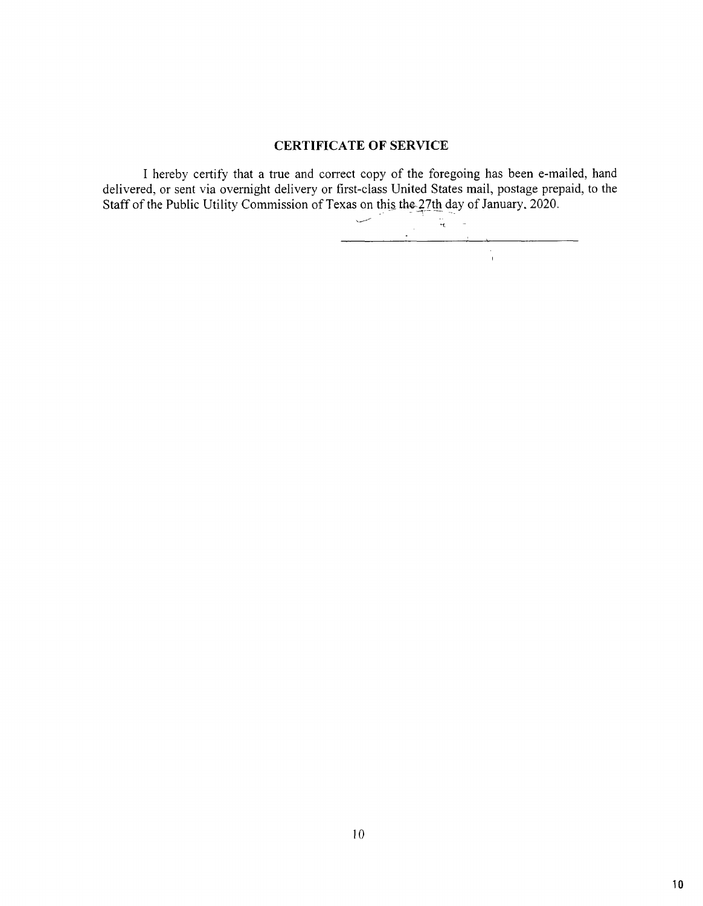## CERTIFICATE OF SERVICE

I hereby certify that a true and correct copy of the foregoing has been e-mailed, hand delivered, or sent via overnight delivery or first-class United States mail, postage prepaid, to the Staff of the Public Utility Commission of Texas on this the 27th day of January, 2020.

\_\_\_\_\_\_\_\_\_\_\_\_\_\_\_\_\_\_\_\_\_\_\_\_\_\_\_\_\_\_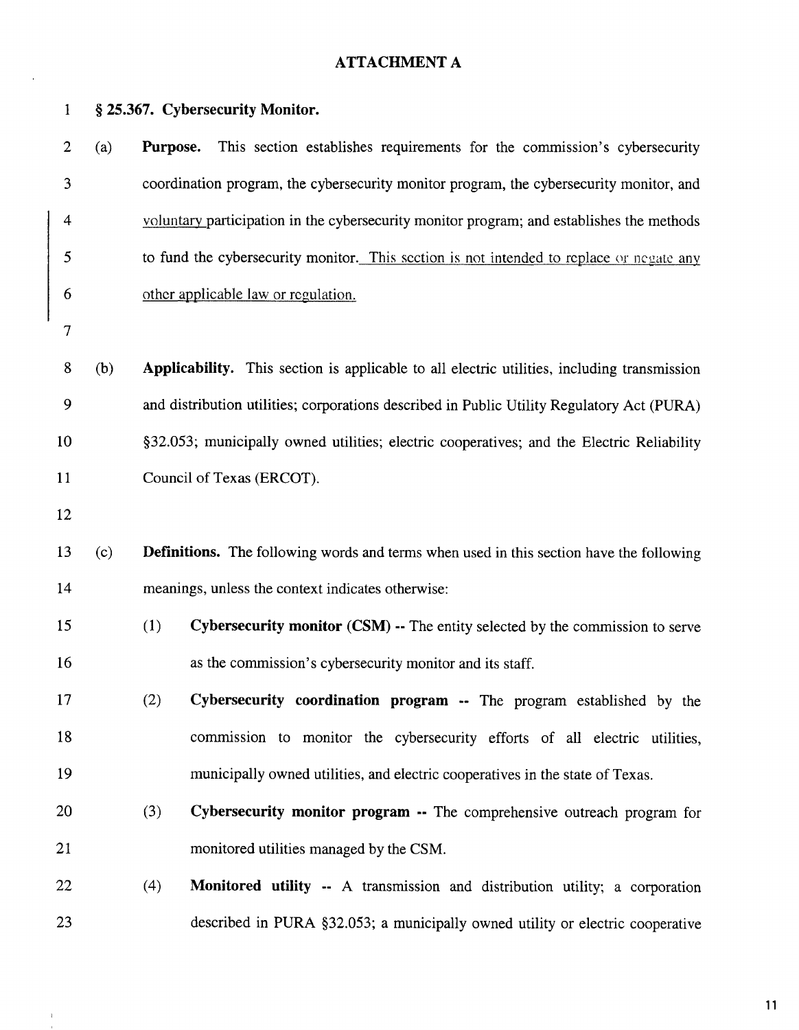**ATTACHMENT A**

**§ 25.367. Cybersecurity Monitor.**

(a) **Purpose.** This section establishes requirements for the commission's cybersecurity coordination program, the cybersecurity monitor program, the cybersecurity monitor, and voluntary participation in the cybersecurity monitor program; and establishes the methods to fund the cybersecurity monitor. This section is not intended to replace or negate any other applicable law or regulation.

(b) **Applicability.** This section is applicable to all electric utilities, including transmission and distribution utilities; corporations described in Public Utility Regulatory Act (PURA) §32.053; municipally owned utilities; electric cooperatives; and the Electric Reliability Council of Texas (ERCOT).

(c) **Definitions.** The following words and terms when used in this section have the following meanings, unless the context indicates otherwise:

(1) **Cybersecurity monitor (CSM)** -- The entity selected by the commission to serve as the commission's cybersecurity monitor and its staff.

(2) **Cybersecurity coordination program** -- The program established by the commission to monitor the cybersecurity efforts of all electric utilities, municipally owned utilities, and electric cooperatives in the state of Texas.

(3) **Cybersecurity monitor program** -- The comprehensive outreach program for monitored utilities managed by the CSM.

(4) **Monitored utility** -- A transmission and distribution utility; a corporation described in PURA §32.053; a municipally owned utility or electric cooperative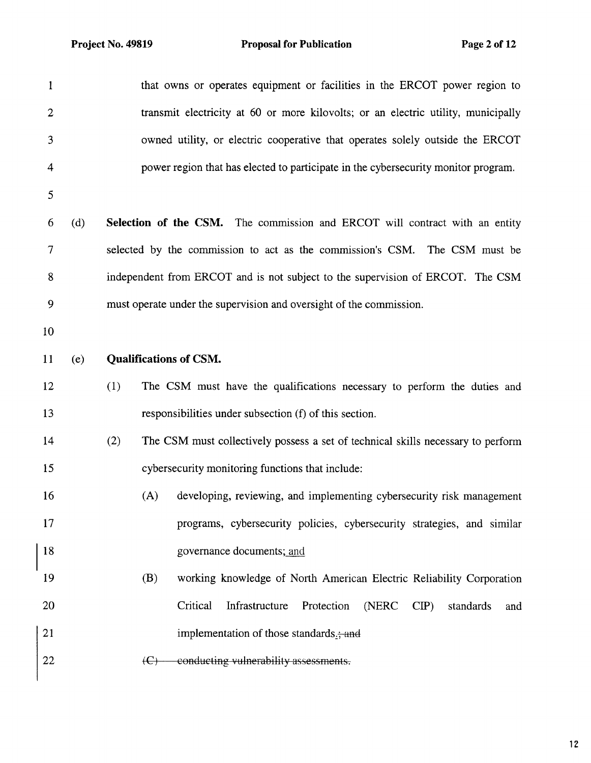that owns or operates equipment or facilities in the ERCOT power region to transmit electricity at 60 or more kilovolts; or an electric utility, municipally owned utility, or electric cooperative that operates solely outside the ERCOT power region that has elected to participate in the cybersecurity monitor program.

(d) **Selection of the CSM.** The commission and ERCOT will contract with an entity selected by the commission to act as the commission's CSM. The CSM must be independent from ERCOT and is not subject to the supervision of ERCOT. The CSM must operate under the supervision and oversight of the commission.

(e) **Qualifications of CSM.**

(1) The CSM must have the qualifications necessary to perform the duties and responsibilities under subsection (f) of this section.

(2) The CSM must collectively possess a set of technical skills necessary to perform cybersecurity monitoring functions that include:

(A) developing, reviewing, and implementing cybersecurity risk management programs, cybersecurity policies, cybersecurity strategies, and similar governance documents; <u>and</u>

(B) working knowledge of North American Electric Reliability Corporation Critical Infrastructure Protection (NERC CIP) standards and implementation of those standards<u>.</u>~~; and~~

~~(C) conducting vulnerability assessments.~~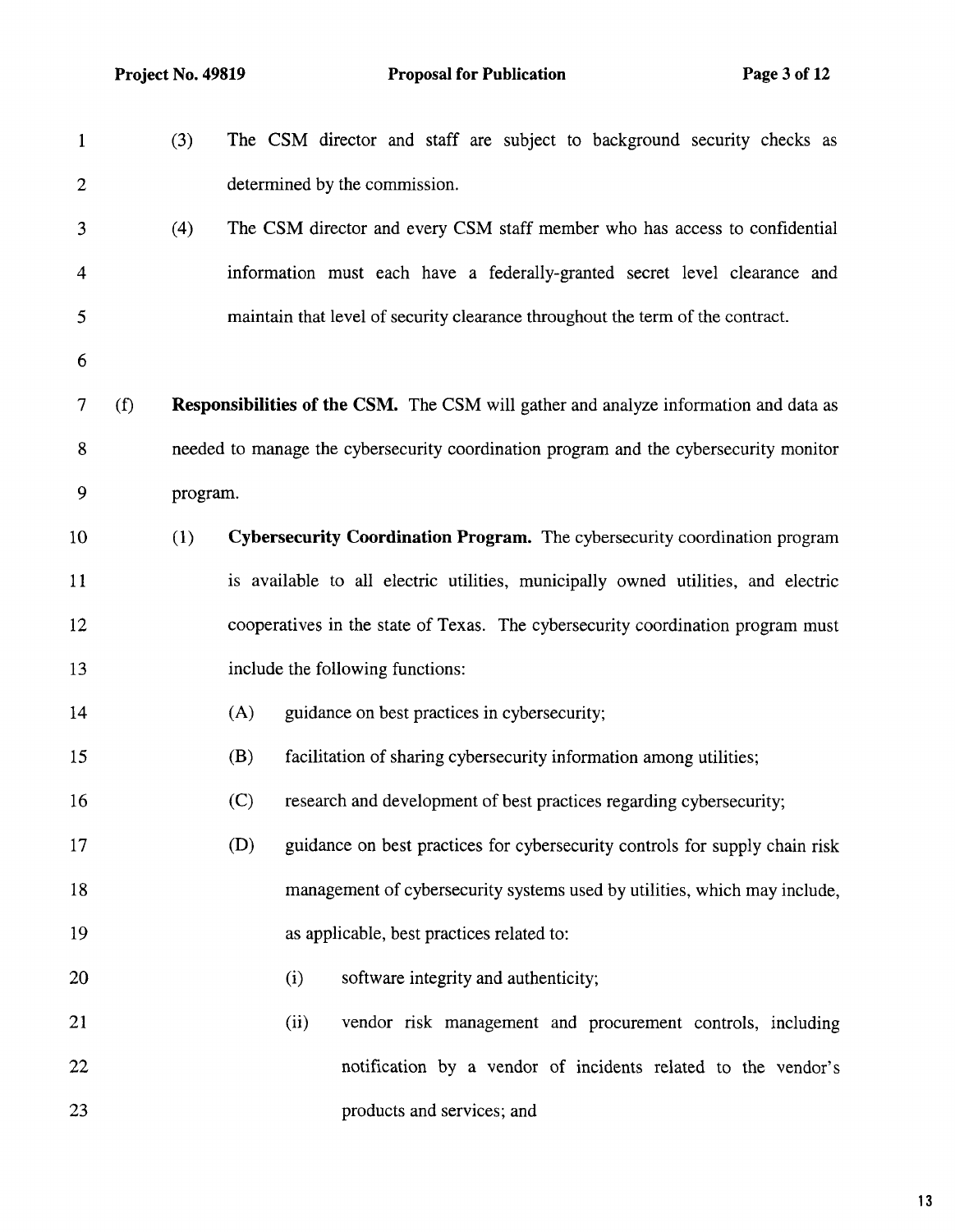(3) The CSM director and staff are subject to background security checks as determined by the commission.

(4) The CSM director and every CSM staff member who has access to confidential information must each have a federally-granted secret level clearance and maintain that level of security clearance throughout the term of the contract.

(f) **Responsibilities of the CSM.** The CSM will gather and analyze information and data as needed to manage the cybersecurity coordination program and the cybersecurity monitor program.

(1) **Cybersecurity Coordination Program.** The cybersecurity coordination program is available to all electric utilities, municipally owned utilities, and electric cooperatives in the state of Texas. The cybersecurity coordination program must include the following functions:

(A) guidance on best practices in cybersecurity;

(B) facilitation of sharing cybersecurity information among utilities;

(C) research and development of best practices regarding cybersecurity;

(D) guidance on best practices for cybersecurity controls for supply chain risk management of cybersecurity systems used by utilities, which may include, as applicable, best practices related to:

(i) software integrity and authenticity;

(ii) vendor risk management and procurement controls, including notification by a vendor of incidents related to the vendor's products and services; and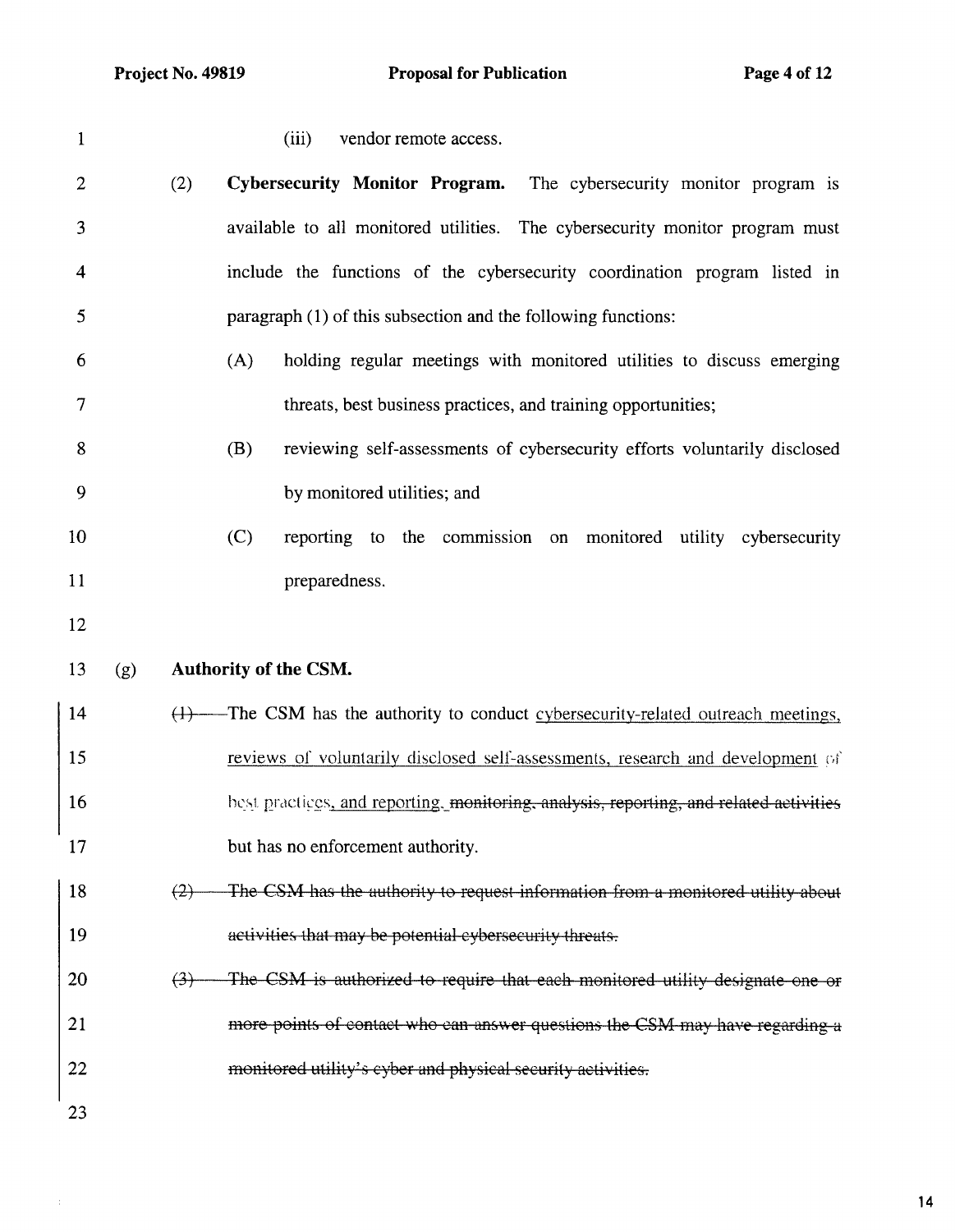(iii) vendor remote access.

(2) **Cybersecurity Monitor Program.** The cybersecurity monitor program is available to all monitored utilities. The cybersecurity monitor program must include the functions of the cybersecurity coordination program listed in paragraph (1) of this subsection and the following functions:

(A) holding regular meetings with monitored utilities to discuss emerging threats, best business practices, and training opportunities;

(B) reviewing self-assessments of cybersecurity efforts voluntarily disclosed by monitored utilities; and

(C) reporting to the commission on monitored utility cybersecurity preparedness.

(g) **Authority of the CSM.**

~~(1)~~ The CSM has the authority to conduct <u>cybersecurity-related outreach meetings, reviews of voluntarily disclosed self-assessments, research and development of best practices, and reporting.</u> ~~monitoring, analysis, reporting, and related activities~~ but has no enforcement authority.

~~(2) The CSM has the authority to request information from a monitored utility about activities that may be potential cybersecurity threats.~~

~~(3) The CSM is authorized to require that each monitored utility designate one or more points of contact who can answer questions the CSM may have regarding a monitored utility's cyber and physical security activities.~~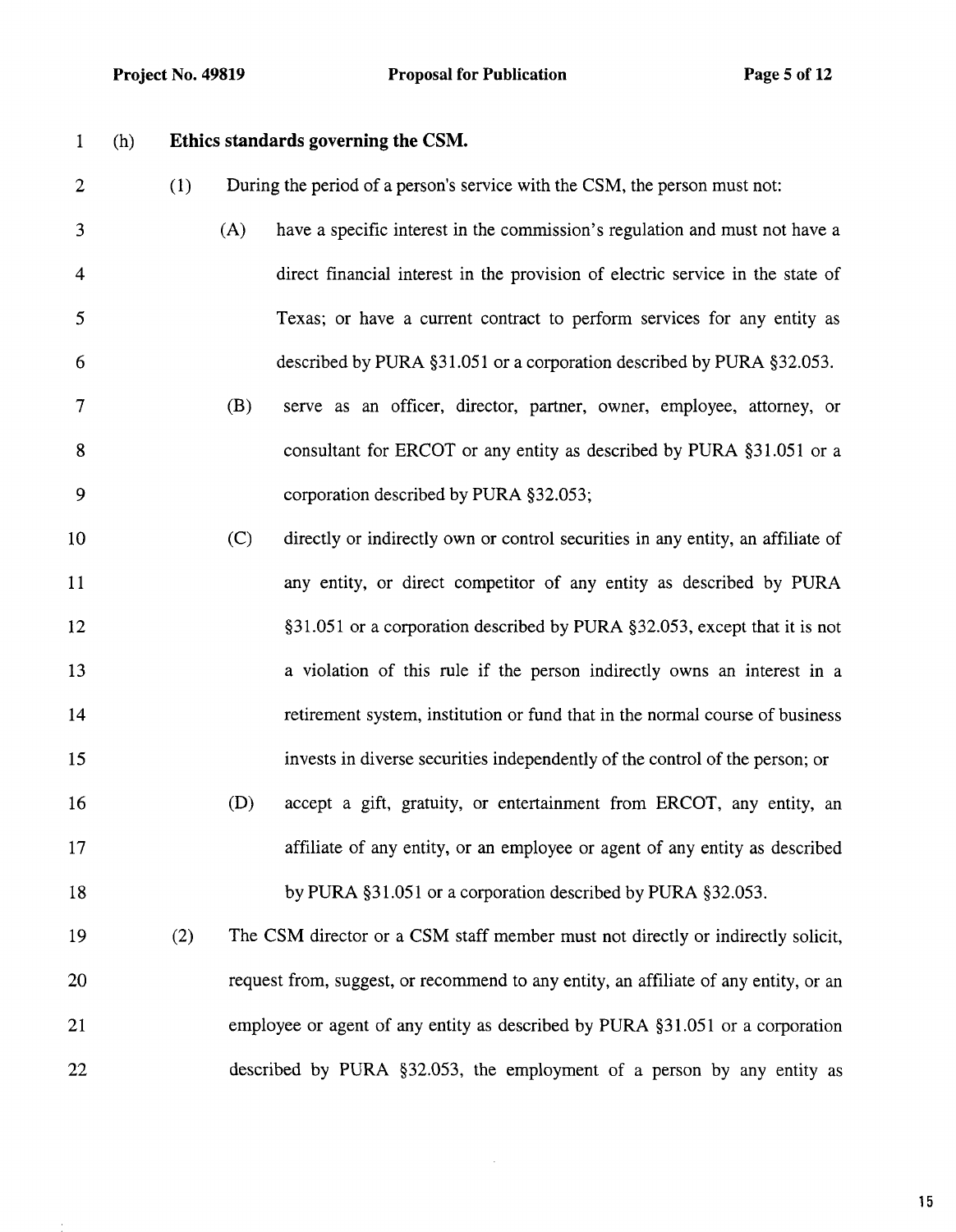(h) **Ethics standards governing the CSM.**

(1) During the period of a person's service with the CSM, the person must not:

(A) have a specific interest in the commission's regulation and must not have a direct financial interest in the provision of electric service in the state of Texas; or have a current contract to perform services for any entity as described by PURA §31.051 or a corporation described by PURA §32.053.

(B) serve as an officer, director, partner, owner, employee, attorney, or consultant for ERCOT or any entity as described by PURA §31.051 or a corporation described by PURA §32.053;

(C) directly or indirectly own or control securities in any entity, an affiliate of any entity, or direct competitor of any entity as described by PURA §31.051 or a corporation described by PURA §32.053, except that it is not a violation of this rule if the person indirectly owns an interest in a retirement system, institution or fund that in the normal course of business invests in diverse securities independently of the control of the person; or

(D) accept a gift, gratuity, or entertainment from ERCOT, any entity, an affiliate of any entity, or an employee or agent of any entity as described by PURA §31.051 or a corporation described by PURA §32.053.

(2) The CSM director or a CSM staff member must not directly or indirectly solicit, request from, suggest, or recommend to any entity, an affiliate of any entity, or an employee or agent of any entity as described by PURA §31.051 or a corporation described by PURA §32.053, the employment of a person by any entity as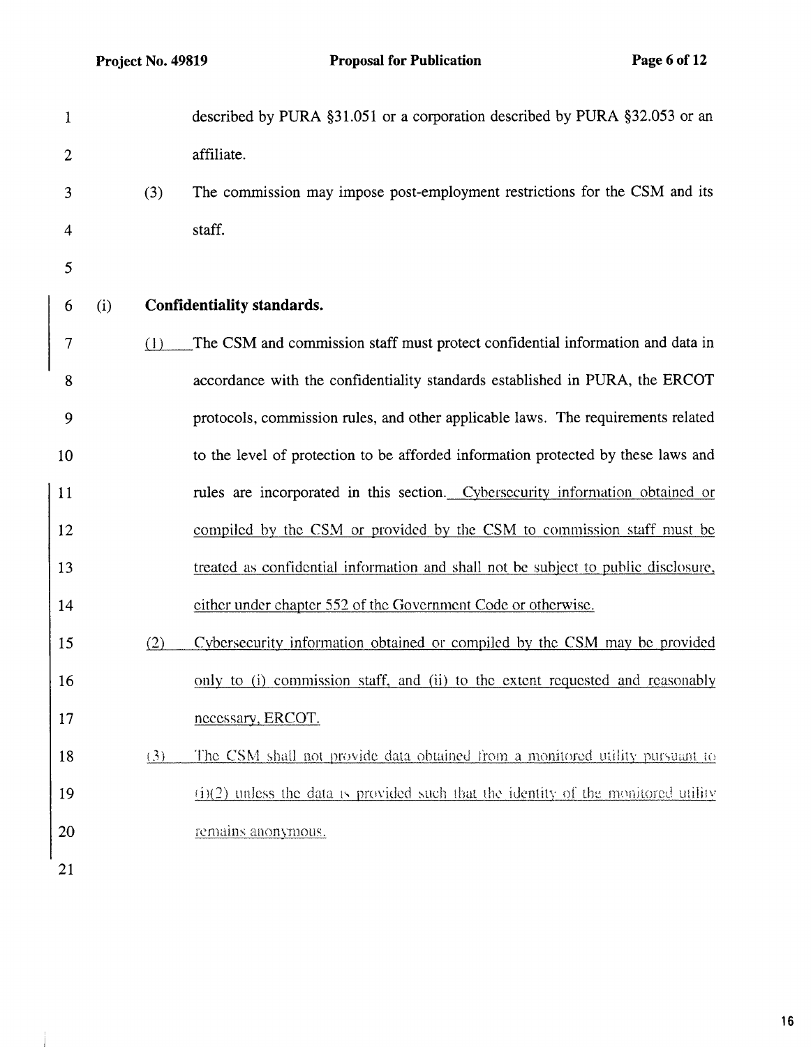described by PURA §31.051 or a corporation described by PURA §32.053 or an affiliate.

(3) The commission may impose post-employment restrictions for the CSM and its staff.

(i) **Confidentiality standards.**

(1) The CSM and commission staff must protect confidential information and data in accordance with the confidentiality standards established in PURA, the ERCOT protocols, commission rules, and other applicable laws. The requirements related to the level of protection to be afforded information protected by these laws and rules are incorporated in this section. Cybersecurity information obtained or compiled by the CSM or provided by the CSM to commission staff must be treated as confidential information and shall not be subject to public disclosure, either under chapter 552 of the Government Code or otherwise.

(2) Cybersecurity information obtained or compiled by the CSM may be provided only to (i) commission staff, and (ii) to the extent requested and reasonably necessary, ERCOT.

(3) The CSM shall not provide data obtained from a monitored utility pursuant to (i)(2) unless the data is provided such that the identity of the monitored utility remains anonymous.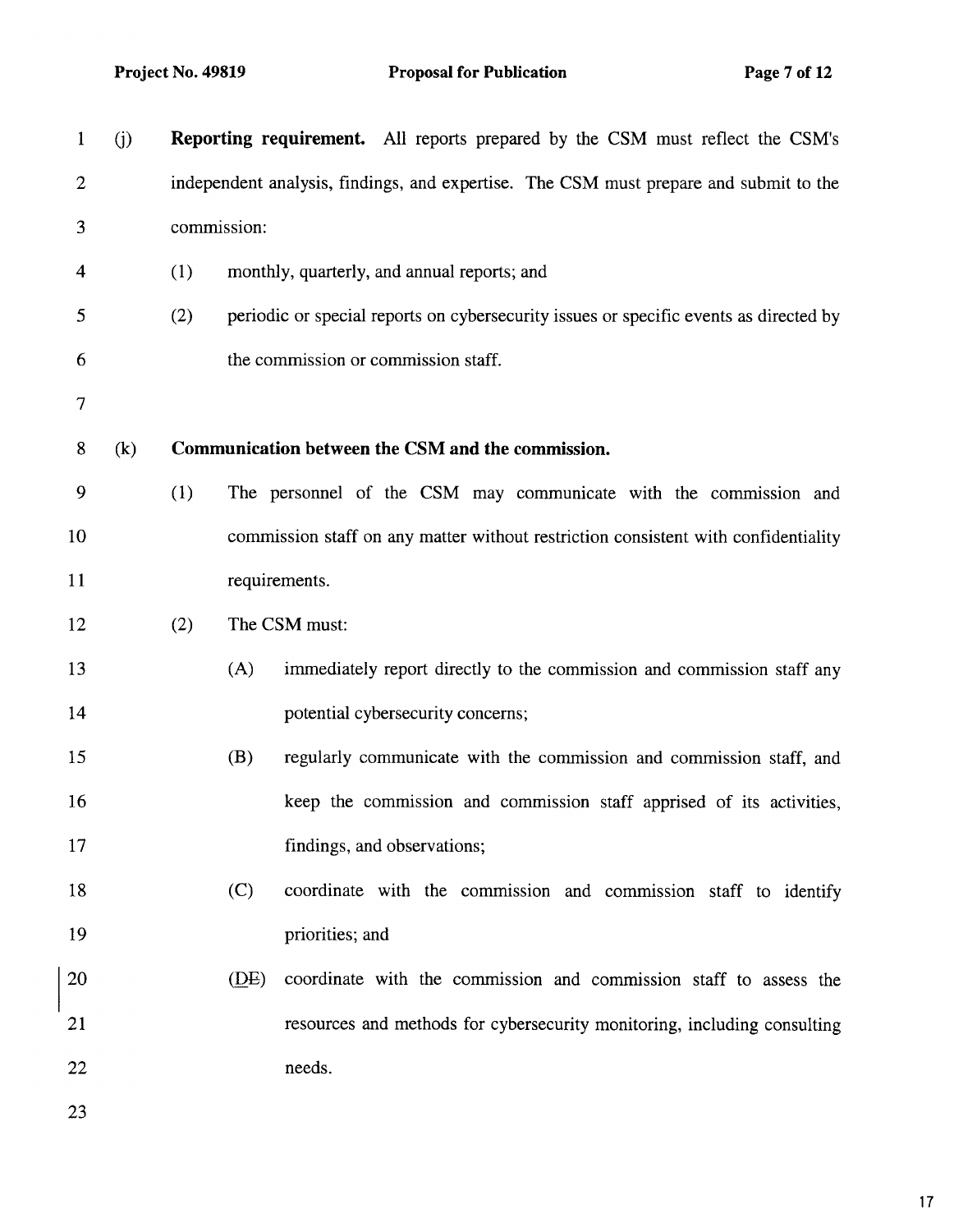(j) **Reporting requirement.** All reports prepared by the CSM must reflect the CSM's independent analysis, findings, and expertise. The CSM must prepare and submit to the commission:

(1) monthly, quarterly, and annual reports; and

(2) periodic or special reports on cybersecurity issues or specific events as directed by the commission or commission staff.

(k) **Communication between the CSM and the commission.**

(1) The personnel of the CSM may communicate with the commission and commission staff on any matter without restriction consistent with confidentiality requirements.

(2) The CSM must:

(A) immediately report directly to the commission and commission staff any potential cybersecurity concerns;

(B) regularly communicate with the commission and commission staff, and keep the commission and commission staff apprised of its activities, findings, and observations;

(C) coordinate with the commission and commission staff to identify priorities; and

(<u>D</u>~~E~~) coordinate with the commission and commission staff to assess the resources and methods for cybersecurity monitoring, including consulting needs.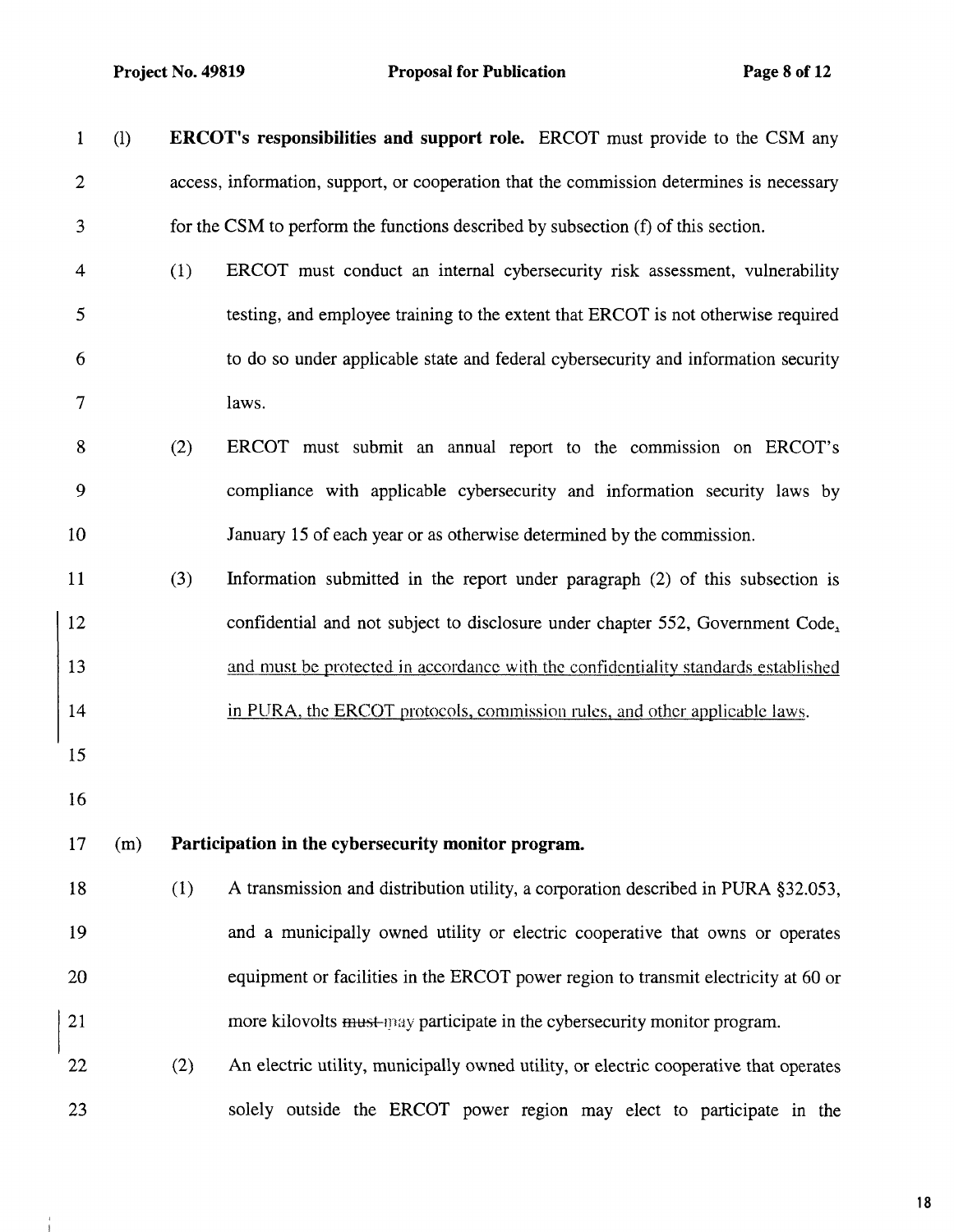(l) **ERCOT's responsibilities and support role.** ERCOT must provide to the CSM any access, information, support, or cooperation that the commission determines is necessary for the CSM to perform the functions described by subsection (f) of this section.

(1) ERCOT must conduct an internal cybersecurity risk assessment, vulnerability testing, and employee training to the extent that ERCOT is not otherwise required to do so under applicable state and federal cybersecurity and information security laws.

(2) ERCOT must submit an annual report to the commission on ERCOT's compliance with applicable cybersecurity and information security laws by January 15 of each year or as otherwise determined by the commission.

(3) Information submitted in the report under paragraph (2) of this subsection is confidential and not subject to disclosure under chapter 552, Government Code, <u>and must be protected in accordance with the confidentiality standards established in PURA, the ERCOT protocols, commission rules, and other applicable laws</u>.

(m) **Participation in the cybersecurity monitor program.**

(1) A transmission and distribution utility, a corporation described in PURA §32.053, and a municipally owned utility or electric cooperative that owns or operates equipment or facilities in the ERCOT power region to transmit electricity at 60 or more kilovolts ~~must~~ <u>may</u> participate in the cybersecurity monitor program.

(2) An electric utility, municipally owned utility, or electric cooperative that operates solely outside the ERCOT power region may elect to participate in the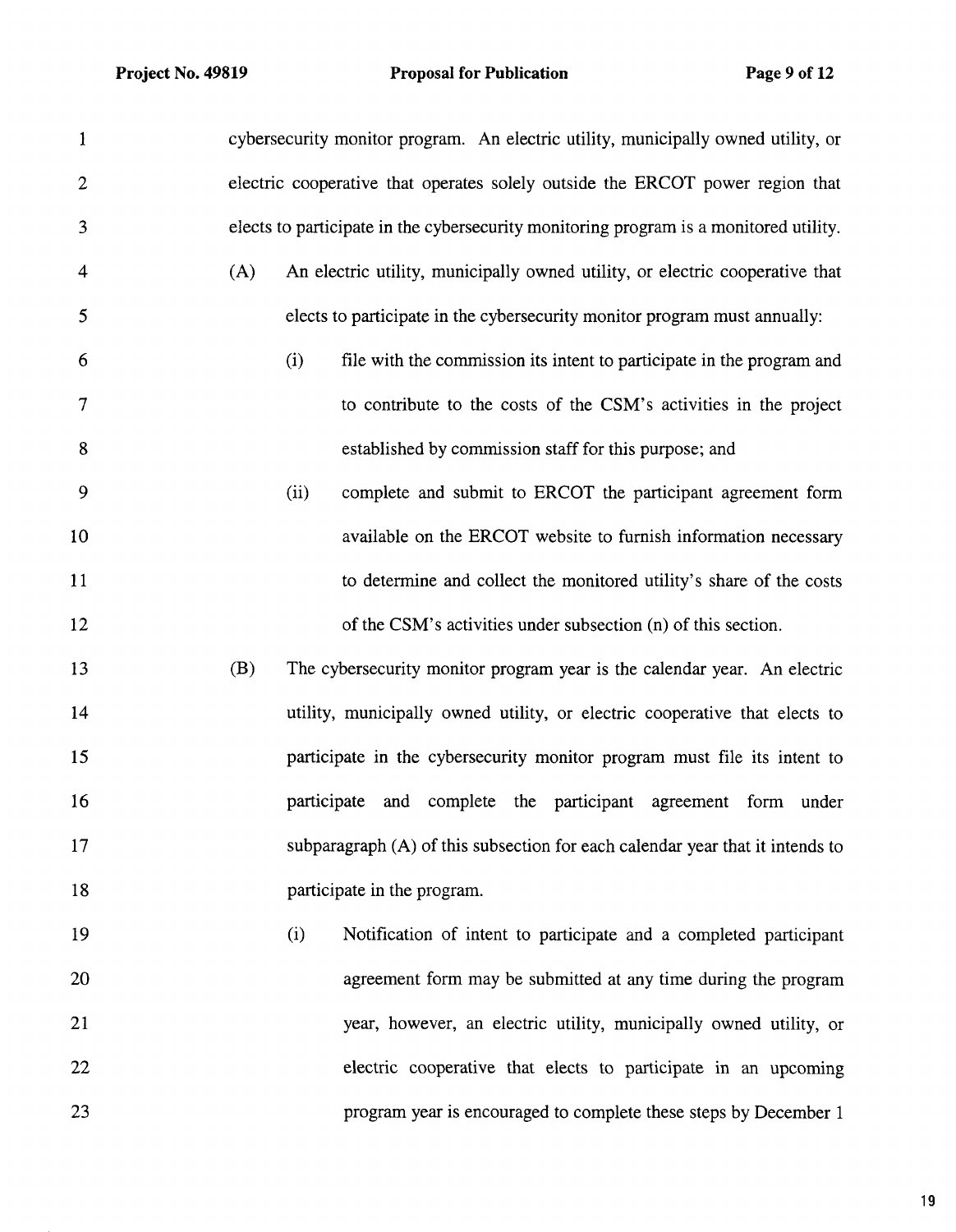cybersecurity monitor program. An electric utility, municipally owned utility, or electric cooperative that operates solely outside the ERCOT power region that elects to participate in the cybersecurity monitoring program is a monitored utility.

(A) An electric utility, municipally owned utility, or electric cooperative that elects to participate in the cybersecurity monitor program must annually:

(i) file with the commission its intent to participate in the program and to contribute to the costs of the CSM's activities in the project established by commission staff for this purpose; and

(ii) complete and submit to ERCOT the participant agreement form available on the ERCOT website to furnish information necessary to determine and collect the monitored utility's share of the costs of the CSM's activities under subsection (n) of this section.

(B) The cybersecurity monitor program year is the calendar year. An electric utility, municipally owned utility, or electric cooperative that elects to participate in the cybersecurity monitor program must file its intent to participate and complete the participant agreement form under subparagraph (A) of this subsection for each calendar year that it intends to participate in the program.

(i) Notification of intent to participate and a completed participant agreement form may be submitted at any time during the program year, however, an electric utility, municipally owned utility, or electric cooperative that elects to participate in an upcoming program year is encouraged to complete these steps by December 1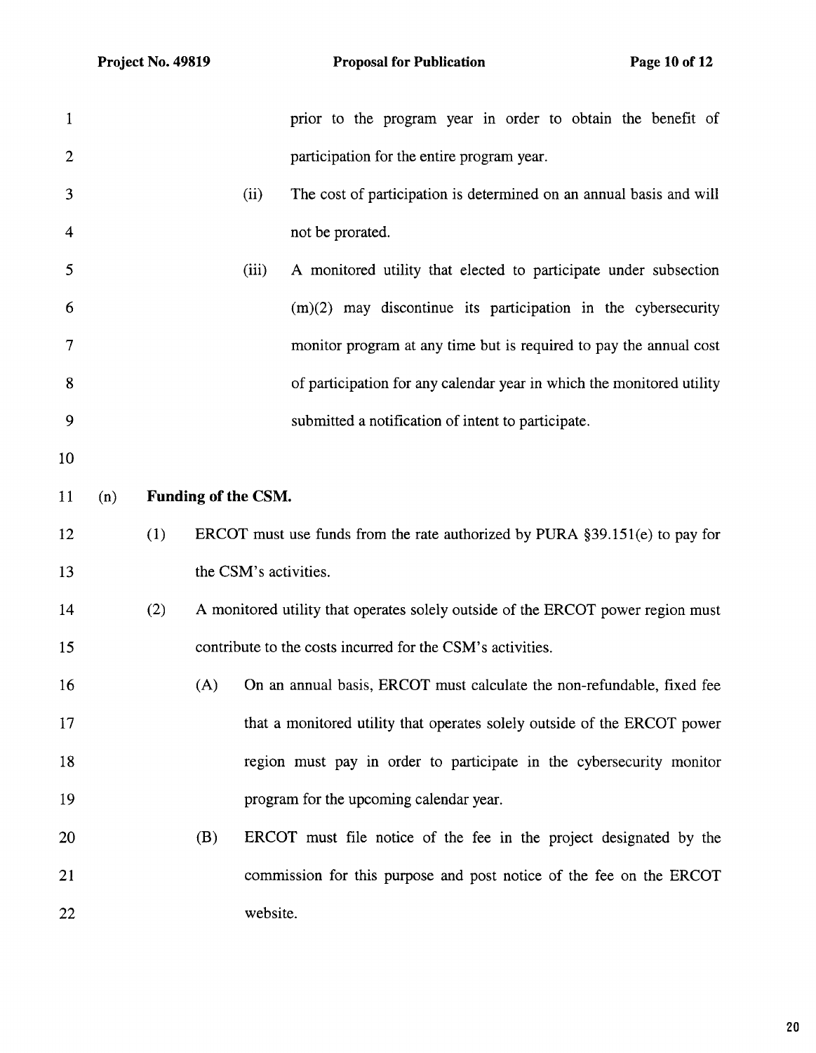prior to the program year in order to obtain the benefit of participation for the entire program year.

(ii) The cost of participation is determined on an annual basis and will not be prorated.

(iii) A monitored utility that elected to participate under subsection (m)(2) may discontinue its participation in the cybersecurity monitor program at any time but is required to pay the annual cost of participation for any calendar year in which the monitored utility submitted a notification of intent to participate.

(n) **Funding of the CSM.**

(1) ERCOT must use funds from the rate authorized by PURA §39.151(e) to pay for the CSM's activities.

(2) A monitored utility that operates solely outside of the ERCOT power region must contribute to the costs incurred for the CSM's activities.

(A) On an annual basis, ERCOT must calculate the non-refundable, fixed fee that a monitored utility that operates solely outside of the ERCOT power region must pay in order to participate in the cybersecurity monitor program for the upcoming calendar year.

(B) ERCOT must file notice of the fee in the project designated by the commission for this purpose and post notice of the fee on the ERCOT website.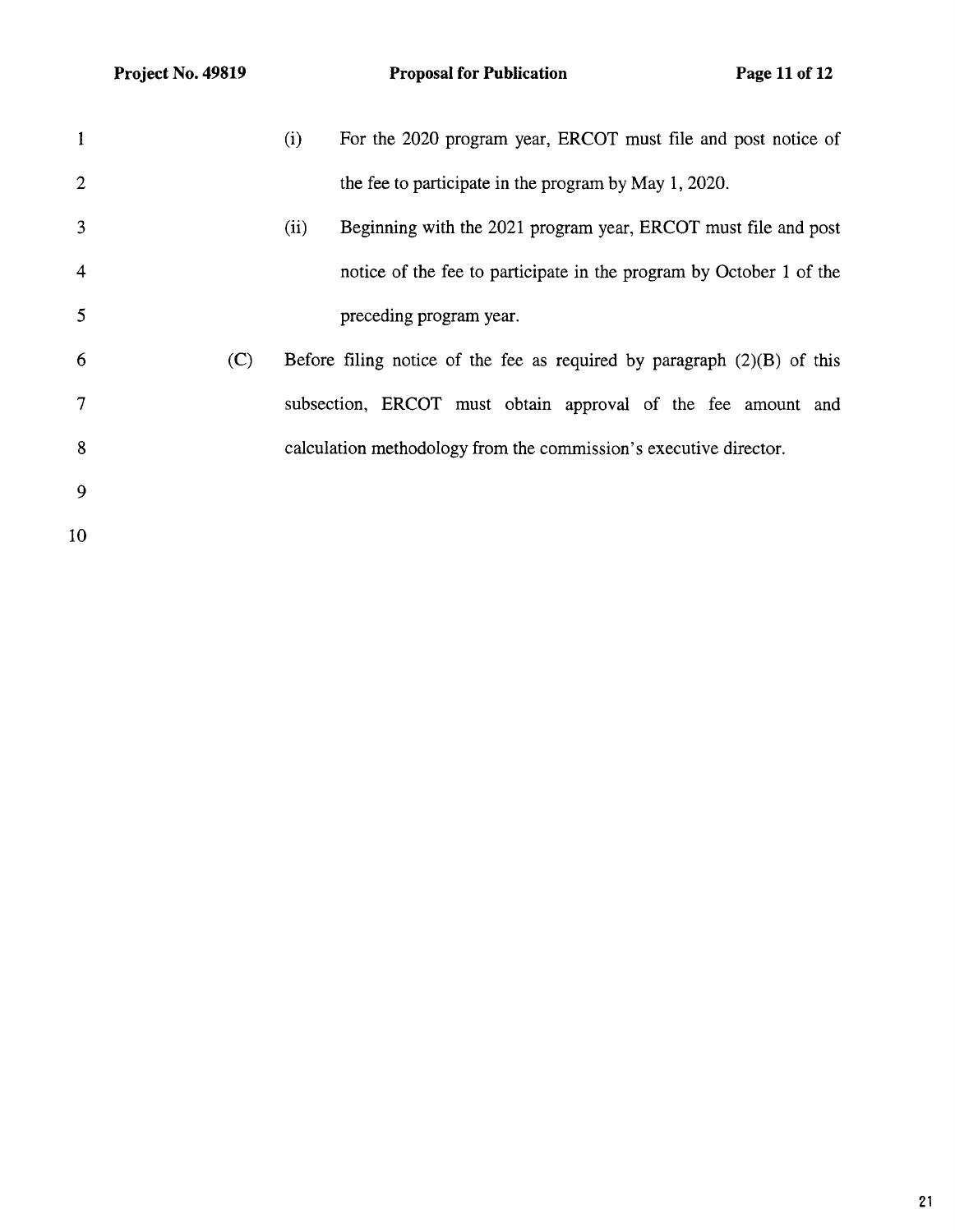(i) For the 2020 program year, ERCOT must file and post notice of the fee to participate in the program by May 1, 2020.

(ii) Beginning with the 2021 program year, ERCOT must file and post notice of the fee to participate in the program by October 1 of the preceding program year.

(C) Before filing notice of the fee as required by paragraph (2)(B) of this subsection, ERCOT must obtain approval of the fee amount and calculation methodology from the commission's executive director.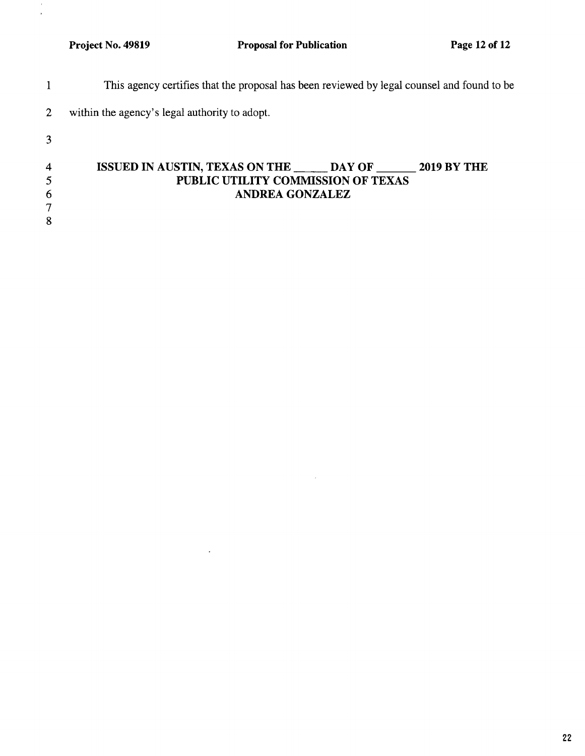This agency certifies that the proposal has been reviewed by legal counsel and found to be within the agency's legal authority to adopt.

**ISSUED IN AUSTIN, TEXAS ON THE \_\_\_\_\_ DAY OF \_\_\_\_\_\_ 2019 BY THE**
**PUBLIC UTILITY COMMISSION OF TEXAS**
**ANDREA GONZALEZ**